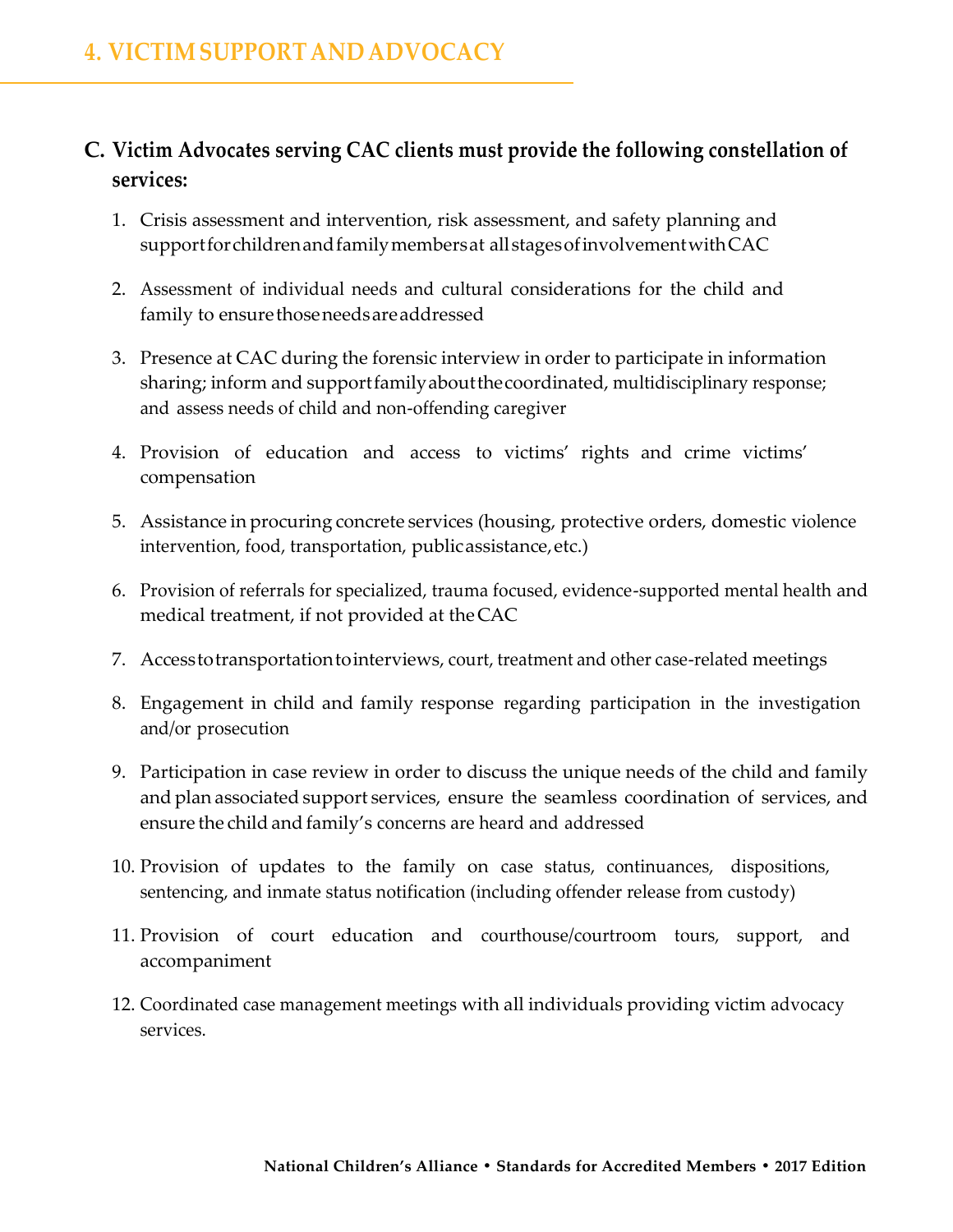# 4. VICTIM SUPPORT AND ADVOCACY

**C. Victim Advocates serving CAC clients must provide the following constellation of services:**

1. Crisis assessment and intervention, risk assessment, and safety planning and support for children and family members at all stages of involvement with CAC
2. Assessment of individual needs and cultural considerations for the child and family to ensure those needs are addressed
3. Presence at CAC during the forensic interview in order to participate in information sharing; inform and support family about the coordinated, multidisciplinary response; and assess needs of child and non-offending caregiver
4. Provision of education and access to victims' rights and crime victims' compensation
5. Assistance in procuring concrete services (housing, protective orders, domestic violence intervention, food, transportation, public assistance, etc.)
6. Provision of referrals for specialized, trauma focused, evidence-supported mental health and medical treatment, if not provided at the CAC
7. Access to transportation to interviews, court, treatment and other case-related meetings
8. Engagement in child and family response regarding participation in the investigation and/or prosecution
9. Participation in case review in order to discuss the unique needs of the child and family and plan associated support services, ensure the seamless coordination of services, and ensure the child and family's concerns are heard and addressed
10. Provision of updates to the family on case status, continuances, dispositions, sentencing, and inmate status notification (including offender release from custody)
11. Provision of court education and courthouse/courtroom tours, support, and accompaniment
12. Coordinated case management meetings with all individuals providing victim advocacy services.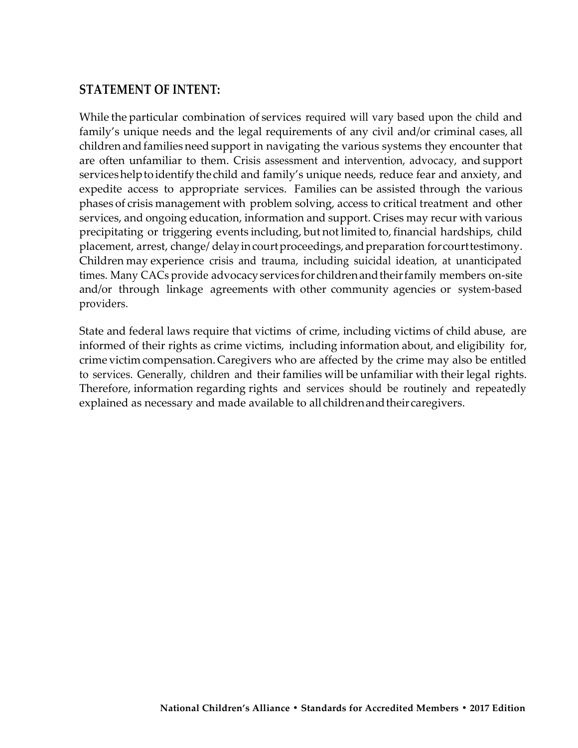## STATEMENT OF INTENT:

While the particular combination of services required will vary based upon the child and family's unique needs and the legal requirements of any civil and/or criminal cases, all children and families need support in navigating the various systems they encounter that are often unfamiliar to them. Crisis assessment and intervention, advocacy, and support services help to identify the child and family's unique needs, reduce fear and anxiety, and expedite access to appropriate services. Families can be assisted through the various phases of crisis management with problem solving, access to critical treatment and other services, and ongoing education, information and support. Crises may recur with various precipitating or triggering events including, but not limited to, financial hardships, child placement, arrest, change/ delay in court proceedings, and preparation for court testimony. Children may experience crisis and trauma, including suicidal ideation, at unanticipated times. Many CACs provide advocacy services for children and their family members on-site and/or through linkage agreements with other community agencies or system-based providers.

State and federal laws require that victims of crime, including victims of child abuse, are informed of their rights as crime victims, including information about, and eligibility for, crime victim compensation. Caregivers who are affected by the crime may also be entitled to services. Generally, children and their families will be unfamiliar with their legal rights. Therefore, information regarding rights and services should be routinely and repeatedly explained as necessary and made available to all children and their caregivers.